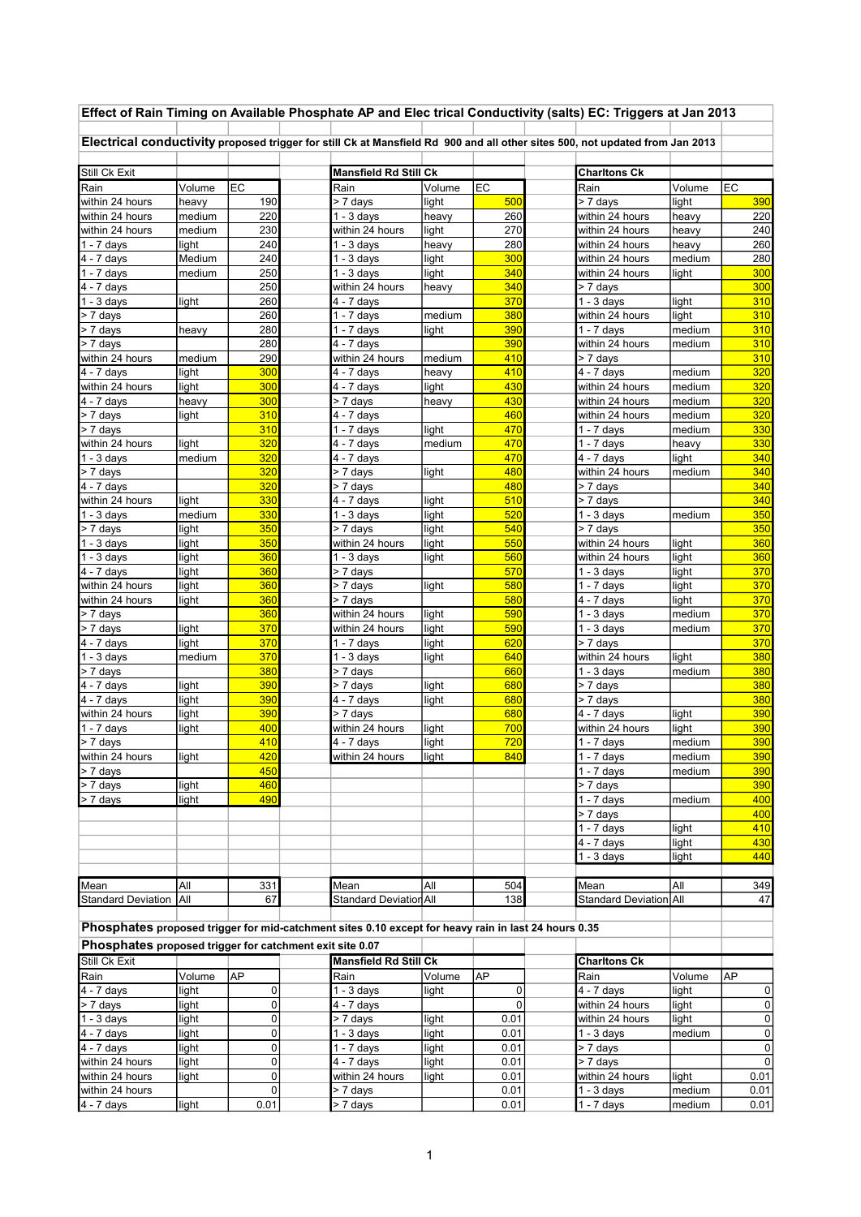## Effect of Rain Timing on Available Phosphate AP and Elec trical Conductivity (salts) EC: Triggers at Jan 2013

**Electrical conductivity** proposed trigger for still Ck at Mansfield Rd 900 and all other sites 500, not updated from Jan 2013

| Still Ck Exit | | | | Mansfield Rd Still Ck | | | | Charltons Ck | | |
|---|---|---|---|---|---|---|---|---|---|---|
| Rain | Volume | EC | | Rain | Volume | EC | | Rain | Volume | EC |
| within 24 hours | heavy | 190 | | > 7 days | light | 500 | | > 7 days | light | 390 |
| within 24 hours | medium | 220 | | 1 - 3 days | heavy | 260 | | within 24 hours | heavy | 220 |
| within 24 hours | medium | 230 | | within 24 hours | light | 270 | | within 24 hours | heavy | 240 |
| 1 - 7 days | light | 240 | | 1 - 3 days | heavy | 280 | | within 24 hours | heavy | 260 |
| 4 - 7 days | Medium | 240 | | 1 - 3 days | light | 300 | | within 24 hours | medium | 280 |
| 1 - 7 days | medium | 250 | | 1 - 3 days | light | 340 | | within 24 hours | light | 300 |
| 4 - 7 days | | 250 | | within 24 hours | heavy | 340 | | > 7 days | | 300 |
| 1 - 3 days | light | 260 | | 4 - 7 days | | 370 | | 1 - 3 days | light | 310 |
| > 7 days | | 260 | | 1 - 7 days | medium | 380 | | within 24 hours | light | 310 |
| > 7 days | heavy | 280 | | 1 - 7 days | light | 390 | | 1 - 7 days | medium | 310 |
| > 7 days | | 280 | | 4 - 7 days | | 390 | | within 24 hours | medium | 310 |
| within 24 hours | medium | 290 | | within 24 hours | medium | 410 | | > 7 days | | 310 |
| 4 - 7 days | light | 300 | | 4 - 7 days | heavy | 410 | | 4 - 7 days | medium | 320 |
| within 24 hours | light | 300 | | 4 - 7 days | light | 430 | | within 24 hours | medium | 320 |
| 4 - 7 days | heavy | 300 | | > 7 days | heavy | 430 | | within 24 hours | medium | 320 |
| > 7 days | light | 310 | | 4 - 7 days | | 460 | | within 24 hours | medium | 320 |
| > 7 days | | 310 | | 1 - 7 days | light | 470 | | 1 - 7 days | medium | 330 |
| within 24 hours | light | 320 | | 4 - 7 days | medium | 470 | | 1 - 7 days | heavy | 330 |
| 1 - 3 days | medium | 320 | | 4 - 7 days | | 470 | | 4 - 7 days | light | 340 |
| > 7 days | | 320 | | > 7 days | light | 480 | | within 24 hours | medium | 340 |
| 4 - 7 days | | 320 | | > 7 days | | 480 | | > 7 days | | 340 |
| within 24 hours | light | 330 | | 4 - 7 days | light | 510 | | > 7 days | | 340 |
| 1 - 3 days | medium | 330 | | 1 - 3 days | light | 520 | | 1 - 3 days | medium | 350 |
| > 7 days | light | 350 | | > 7 days | light | 540 | | > 7 days | | 350 |
| 1 - 3 days | light | 350 | | within 24 hours | light | 550 | | within 24 hours | light | 360 |
| 1 - 3 days | light | 360 | | 1 - 3 days | light | 560 | | within 24 hours | light | 360 |
| 4 - 7 days | light | 360 | | > 7 days | | 570 | | 1 - 3 days | light | 370 |
| within 24 hours | light | 360 | | > 7 days | light | 580 | | 1 - 7 days | light | 370 |
| within 24 hours | light | 360 | | > 7 days | | 580 | | 4 - 7 days | light | 370 |
| > 7 days | | 360 | | within 24 hours | light | 590 | | 1 - 3 days | medium | 370 |
| > 7 days | light | 370 | | within 24 hours | light | 590 | | 1 - 3 days | medium | 370 |
| 4 - 7 days | light | 370 | | 1 - 7 days | light | 620 | | > 7 days | | 370 |
| 1 - 3 days | medium | 370 | | 1 - 3 days | light | 640 | | within 24 hours | light | 380 |
| > 7 days | | 380 | | > 7 days | | 660 | | 1 - 3 days | medium | 380 |
| 4 - 7 days | light | 390 | | > 7 days | light | 680 | | > 7 days | | 380 |
| 4 - 7 days | light | 390 | | 4 - 7 days | light | 680 | | > 7 days | | 380 |
| within 24 hours | light | 390 | | > 7 days | | 680 | | 4 - 7 days | light | 390 |
| 1 - 7 days | light | 400 | | within 24 hours | light | 700 | | within 24 hours | light | 390 |
| > 7 days | | 410 | | 4 - 7 days | light | 720 | | 1 - 7 days | medium | 390 |
| within 24 hours | light | 420 | | within 24 hours | light | 840 | | 1 - 7 days | medium | 390 |
| > 7 days | | 450 | | | | | | 1 - 7 days | medium | 390 |
| > 7 days | light | 460 | | | | | | > 7 days | | 390 |
| > 7 days | light | 490 | | | | | | 1 - 7 days | medium | 400 |
| | | | | | | | | > 7 days | | 400 |
| | | | | | | | | 1 - 7 days | light | 410 |
| | | | | | | | | 4 - 7 days | light | 430 |
| | | | | | | | | 1 - 3 days | light | 440 |
| Mean | All | 331 | | Mean | All | 504 | | Mean | All | 349 |
| Standard Deviation | All | 67 | | Standard Deviation | All | 138 | | Standard Deviation | All | 47 |

**Phosphates** proposed trigger for mid-catchment sites 0.10 except for heavy rain in last 24 hours 0.35

**Phosphates** proposed trigger for catchment exit site 0.07

| Still Ck Exit | | | | Mansfield Rd Still Ck | | | | Charltons Ck | | |
|---|---|---|---|---|---|---|---|---|---|---|
| Rain | Volume | AP | | Rain | Volume | AP | | Rain | Volume | AP |
| 4 - 7 days | light | 0 | | 1 - 3 days | light | 0 | | 4 - 7 days | light | 0 |
| > 7 days | light | 0 | | 4 - 7 days | | 0 | | within 24 hours | light | 0 |
| 1 - 3 days | light | 0 | | > 7 days | light | 0.01 | | within 24 hours | light | 0 |
| 4 - 7 days | light | 0 | | 1 - 3 days | light | 0.01 | | 1 - 3 days | medium | 0 |
| 4 - 7 days | light | 0 | | 1 - 7 days | light | 0.01 | | > 7 days | | 0 |
| within 24 hours | light | 0 | | 4 - 7 days | light | 0.01 | | > 7 days | | 0 |
| within 24 hours | light | 0 | | within 24 hours | light | 0.01 | | within 24 hours | light | 0.01 |
| within 24 hours | | 0 | | > 7 days | | 0.01 | | 1 - 3 days | medium | 0.01 |
| 4 - 7 days | light | 0.01 | | > 7 days | | 0.01 | | 1 - 7 days | medium | 0.01 |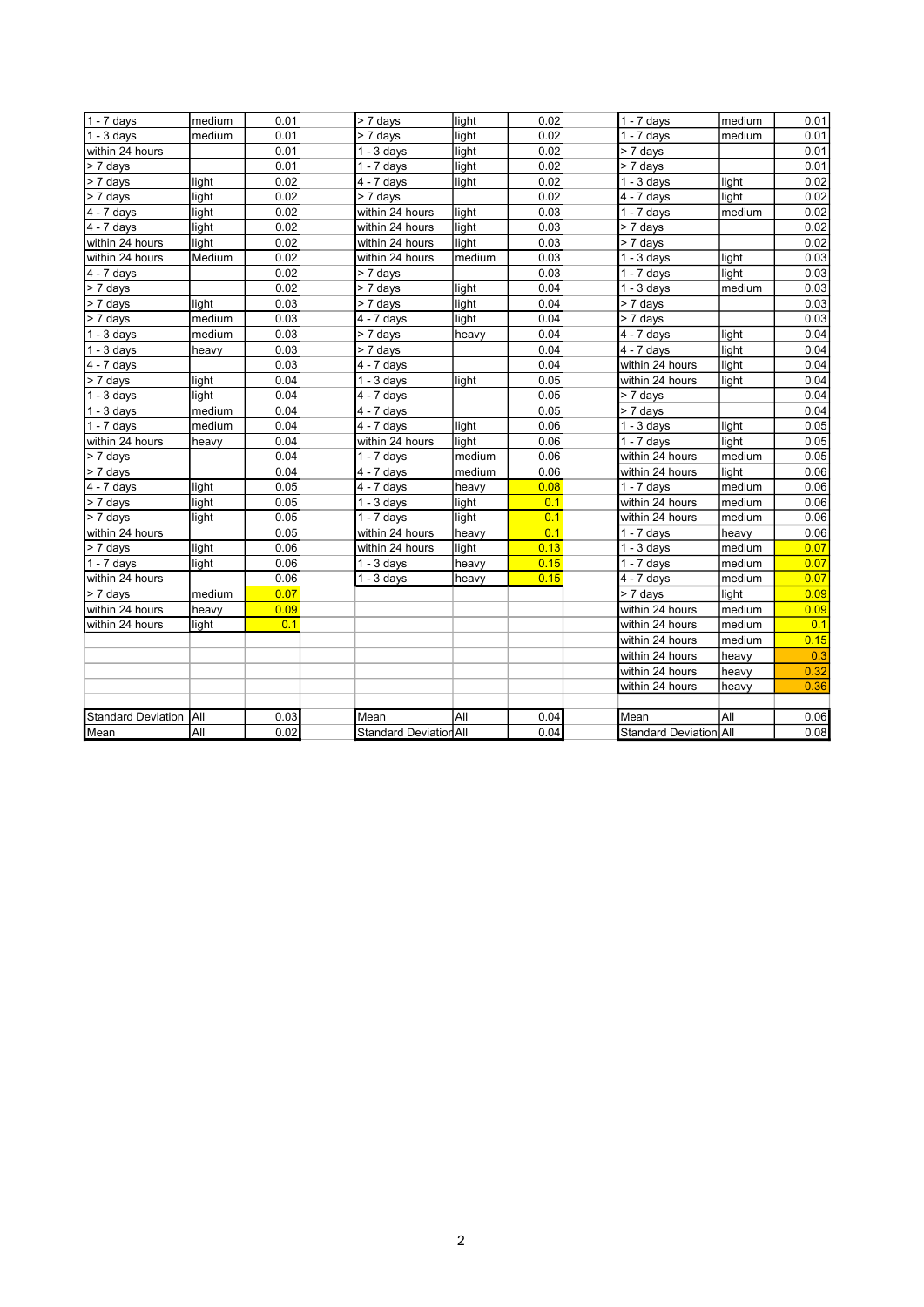| | | |
|---|---|---|
| 1 - 7 days | medium | 0.01 |
| 1 - 3 days | medium | 0.01 |
| within 24 hours | | 0.01 |
| > 7 days | | 0.01 |
| > 7 days | light | 0.02 |
| > 7 days | light | 0.02 |
| 4 - 7 days | light | 0.02 |
| 4 - 7 days | light | 0.02 |
| within 24 hours | light | 0.02 |
| within 24 hours | Medium | 0.02 |
| 4 - 7 days | | 0.02 |
| > 7 days | | 0.02 |
| > 7 days | light | 0.03 |
| > 7 days | medium | 0.03 |
| 1 - 3 days | medium | 0.03 |
| 1 - 3 days | heavy | 0.03 |
| 4 - 7 days | | 0.03 |
| > 7 days | light | 0.04 |
| 1 - 3 days | light | 0.04 |
| 1 - 3 days | medium | 0.04 |
| 1 - 7 days | medium | 0.04 |
| within 24 hours | heavy | 0.04 |
| > 7 days | | 0.04 |
| > 7 days | | 0.04 |
| 4 - 7 days | light | 0.05 |
| > 7 days | light | 0.05 |
| > 7 days | light | 0.05 |
| within 24 hours | | 0.05 |
| > 7 days | light | 0.06 |
| 1 - 7 days | light | 0.06 |
| within 24 hours | | 0.06 |
| > 7 days | medium | 0.07 |
| within 24 hours | heavy | 0.09 |
| within 24 hours | light | 0.1 |
| Standard Deviation | All | 0.03 |
| Mean | All | 0.02 |

| | | |
|---|---|---|
| > 7 days | light | 0.02 |
| > 7 days | light | 0.02 |
| 1 - 3 days | light | 0.02 |
| 1 - 7 days | light | 0.02 |
| 4 - 7 days | light | 0.02 |
| > 7 days | | 0.02 |
| within 24 hours | light | 0.03 |
| within 24 hours | light | 0.03 |
| within 24 hours | light | 0.03 |
| within 24 hours | medium | 0.03 |
| > 7 days | | 0.03 |
| > 7 days | light | 0.04 |
| > 7 days | light | 0.04 |
| 4 - 7 days | light | 0.04 |
| > 7 days | heavy | 0.04 |
| > 7 days | | 0.04 |
| 4 - 7 days | | 0.04 |
| 1 - 3 days | light | 0.05 |
| 4 - 7 days | | 0.05 |
| 4 - 7 days | | 0.05 |
| 4 - 7 days | light | 0.06 |
| within 24 hours | light | 0.06 |
| 1 - 7 days | medium | 0.06 |
| 4 - 7 days | medium | 0.06 |
| 4 - 7 days | heavy | 0.08 |
| 1 - 3 days | light | 0.1 |
| 1 - 7 days | light | 0.1 |
| within 24 hours | heavy | 0.1 |
| within 24 hours | light | 0.13 |
| 1 - 3 days | heavy | 0.15 |
| 1 - 3 days | heavy | 0.15 |
| Mean | All | 0.04 |
| Standard Deviation | All | 0.04 |

| | | |
|---|---|---|
| 1 - 7 days | medium | 0.01 |
| 1 - 7 days | medium | 0.01 |
| > 7 days | | 0.01 |
| > 7 days | | 0.01 |
| 1 - 3 days | light | 0.02 |
| 4 - 7 days | light | 0.02 |
| 1 - 7 days | medium | 0.02 |
| > 7 days | | 0.02 |
| > 7 days | | 0.02 |
| 1 - 3 days | light | 0.03 |
| 1 - 7 days | light | 0.03 |
| 1 - 3 days | medium | 0.03 |
| > 7 days | | 0.03 |
| > 7 days | | 0.03 |
| 4 - 7 days | light | 0.04 |
| 4 - 7 days | light | 0.04 |
| within 24 hours | light | 0.04 |
| within 24 hours | light | 0.04 |
| > 7 days | | 0.04 |
| > 7 days | | 0.04 |
| 1 - 3 days | light | 0.05 |
| 1 - 7 days | light | 0.05 |
| within 24 hours | medium | 0.05 |
| within 24 hours | light | 0.06 |
| 1 - 7 days | medium | 0.06 |
| within 24 hours | medium | 0.06 |
| within 24 hours | medium | 0.06 |
| 1 - 7 days | heavy | 0.06 |
| 1 - 3 days | medium | 0.07 |
| 1 - 7 days | medium | 0.07 |
| 4 - 7 days | medium | 0.07 |
| > 7 days | light | 0.09 |
| within 24 hours | medium | 0.09 |
| within 24 hours | medium | 0.1 |
| within 24 hours | medium | 0.15 |
| within 24 hours | heavy | 0.3 |
| within 24 hours | heavy | 0.32 |
| within 24 hours | heavy | 0.36 |
| Mean | All | 0.06 |
| Standard Deviation | All | 0.08 |